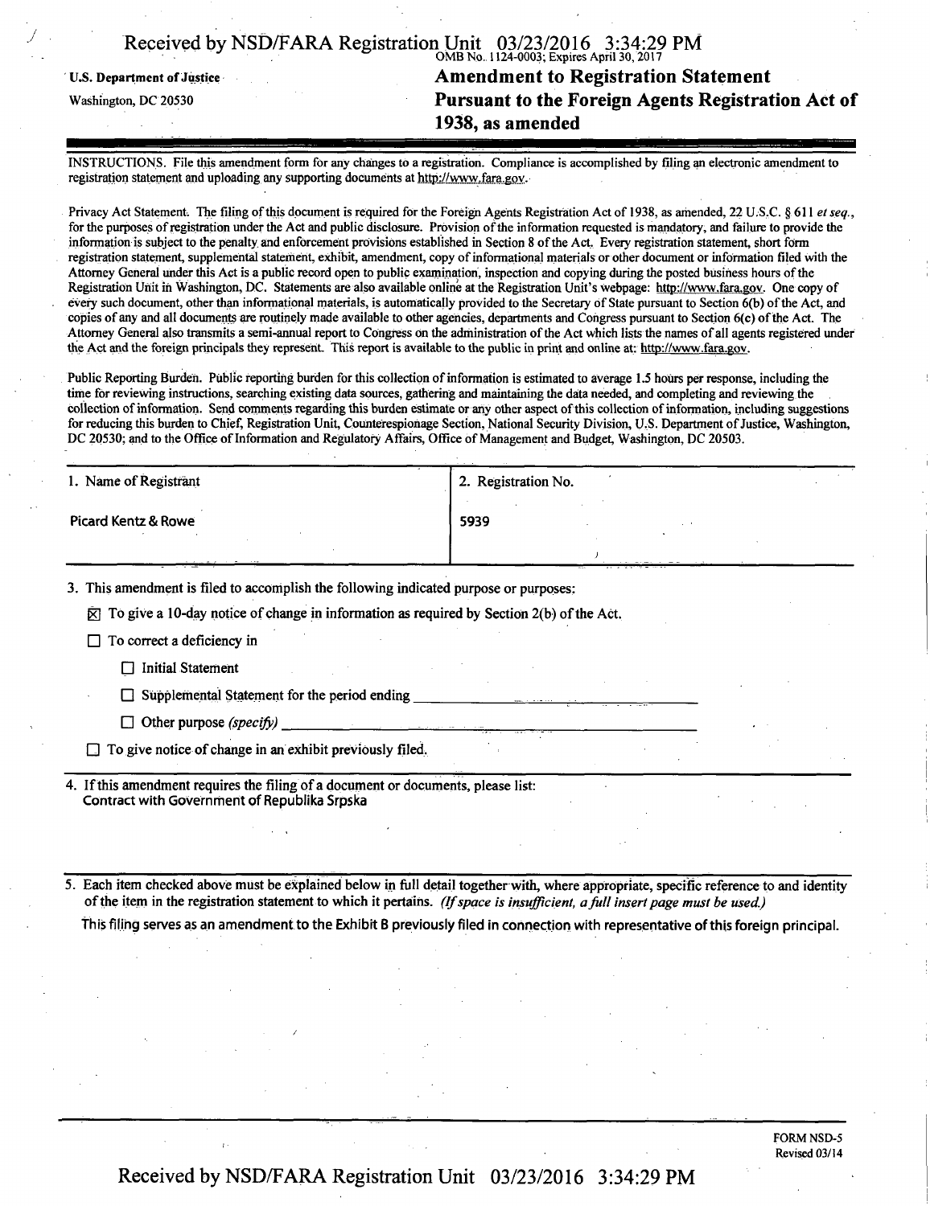OMB No. 1124-0003; Expires April 30, 2017

U.S. Department of Justice

Washington, DC 20530

# Amendment to Registration Statement Pursuant to the Foreign Agents Registration Act of 1938, as amended

INSTRUCTIONS. File this amendment form for any changes to a registration. Compliance is accomplished by filing an electronic amendment to registration statement and uploading any supporting documents at http://www.fara.gov.

Privacy Act Statement. The filing of this document is required for the Foreign Agents Registration Act of 1938, as amended, 22 U.S.C. § 611 *et seq.*, for the purposes of registration under the Act and public disclosure. Provision of the information requested is mandatory, and failure to provide the information is subject to the penalty and enforcement provisions established in Section 8 of the Act. Every registration statement, short form registration statement, supplemental statement, exhibit, amendment, copy of informational materials or other document or information filed with the Attorney General under this Act is a public record open to public examination, inspection and copying during the posted business hours of the Registration Unit in Washington, DC. Statements are also available online at the Registration Unit's webpage: http://www.fara.gov. One copy of every such document, other than informational materials, is automatically provided to the Secretary of State pursuant to Section 6(b) of the Act, and copies of any and all documents are routinely made available to other agencies, departments and Congress pursuant to Section 6(c) of the Act. The Attorney General also transmits a semi-annual report to Congress on the administration of the Act which lists the names of all agents registered under the Act and the foreign principals they represent. This report is available to the public in print and online at: http://www.fara.gov.

Public Reporting Burden. Public reporting burden for this collection of information is estimated to average 1.5 hours per response, including the time for reviewing instructions, searching existing data sources, gathering and maintaining the data needed, and completing and reviewing the collection of information. Send comments regarding this burden estimate or any other aspect of this collection of information, including suggestions for reducing this burden to Chief, Registration Unit, Counterespionage Section, National Security Division, U.S. Department of Justice, Washington, DC 20530; and to the Office of Information and Regulatory Affairs, Office of Management and Budget, Washington, DC 20503.

| 1. Name of Registrant | 2. Registration No. |
|---|---|
| Picard Kentz & Rowe | 5939 |

3. This amendment is filed to accomplish the following indicated purpose or purposes:

- [x] To give a 10-day notice of change in information as required by Section 2(b) of the Act.
- [ ] To correct a deficiency in
  - [ ] Initial Statement
  - [ ] Supplemental Statement for the period ending ______________________
  - [ ] Other purpose *(specify)* ______________________
- [ ] To give notice of change in an exhibit previously filed.

4. If this amendment requires the filing of a document or documents, please list:
Contract with Government of Republika Srpska

5. Each item checked above must be explained below in full detail together with, where appropriate, specific reference to and identity of the item in the registration statement to which it pertains. *(If space is insufficient, a full insert page must be used.)*

This filing serves as an amendment to the Exhibit B previously filed in connection with representative of this foreign principal.

FORM NSD-5
Revised 03/14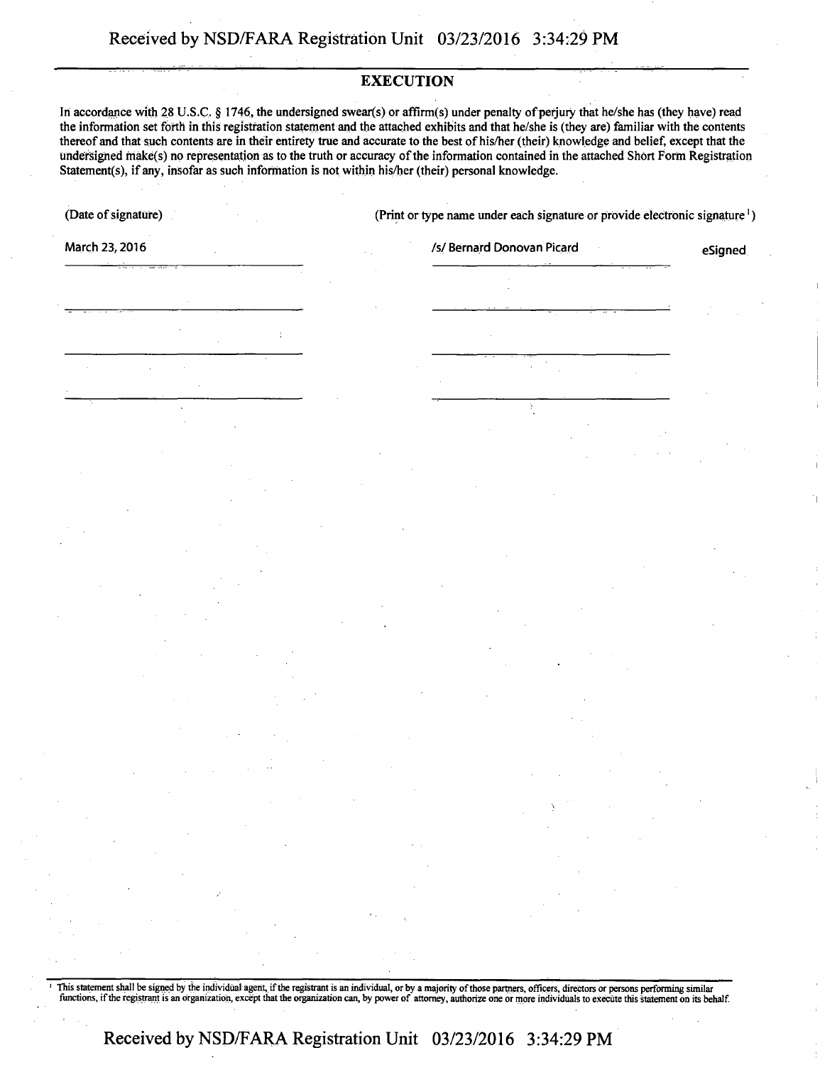## EXECUTION

In accordance with 28 U.S.C. § 1746, the undersigned swear(s) or affirm(s) under penalty of perjury that he/she has (they have) read the information set forth in this registration statement and the attached exhibits and that he/she is (they are) familiar with the contents thereof and that such contents are in their entirety true and accurate to the best of his/her (their) knowledge and belief, except that the undersigned make(s) no representation as to the truth or accuracy of the information contained in the attached Short Form Registration Statement(s), if any, insofar as such information is not within his/her (their) personal knowledge.

| (Date of signature) | (Print or type name under each signature or provide electronic signature[1]) | |
|---|---|---|
| March 23, 2016 | /s/ Bernard Donovan Picard | eSigned |
| | | |
| | | |
| | | |

[1] This statement shall be signed by the individual agent, if the registrant is an individual, or by a majority of those partners, officers, directors or persons performing similar functions, if the registrant is an organization, except that the organization can, by power of attorney, authorize one or more individuals to execute this statement on its behalf.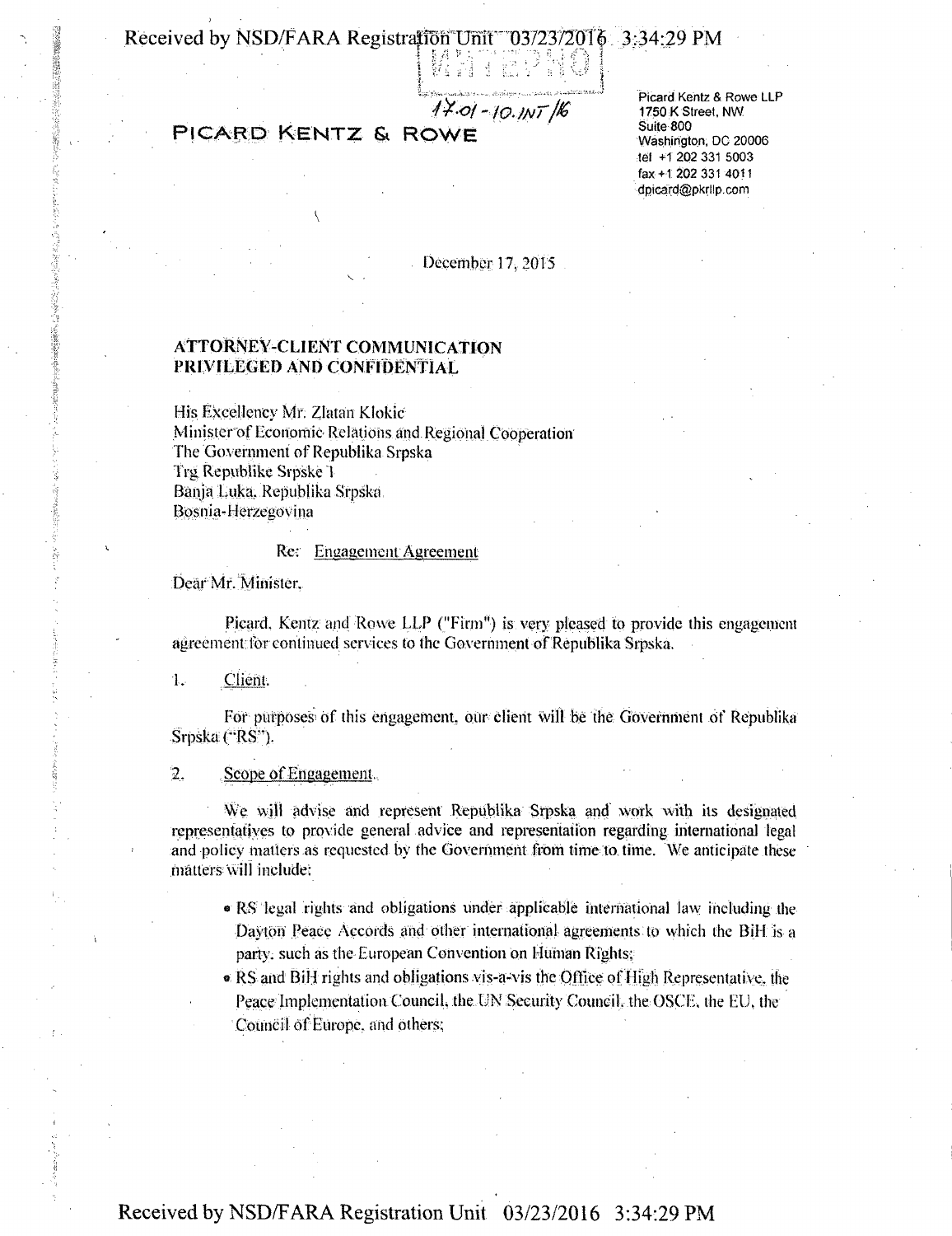17.01 - 10.INT/16

PICARD KENTZ & ROWE

Picard Kentz & Rowe LLP
1750 K Street, NW
Suite 800
Washington, DC 20006
tel +1 202 331 5003
fax +1 202 331 4011
dpicard@pkrllp.com

December 17, 2015

**ATTORNEY-CLIENT COMMUNICATION**
**PRIVILEGED AND CONFIDENTIAL**

His Excellency Mr. Zlatan Klokic
Minister of Economic Relations and Regional Cooperation
The Government of Republika Srpska
Trg Republike Srpske 1
Banja Luka, Republika Srpska
Bosnia-Herzegovina

Re: Engagement Agreement

Dear Mr. Minister,

Picard, Kentz and Rowe LLP ("Firm") is very pleased to provide this engagement agreement for continued services to the Government of Republika Srpska.

1. Client.

For purposes of this engagement, our client will be the Government of Republika Srpska ("RS").

2. Scope of Engagement.

We will advise and represent Republika Srpska and work with its designated representatives to provide general advice and representation regarding international legal and policy matters as requested by the Government from time to time. We anticipate these matters will include:

- RS legal rights and obligations under applicable international law including the Dayton Peace Accords and other international agreements to which the BiH is a party, such as the European Convention on Human Rights;
- RS and BiH rights and obligations vis-a-vis the Office of High Representative, the Peace Implementation Council, the UN Security Council, the OSCE, the EU, the Council of Europe, and others;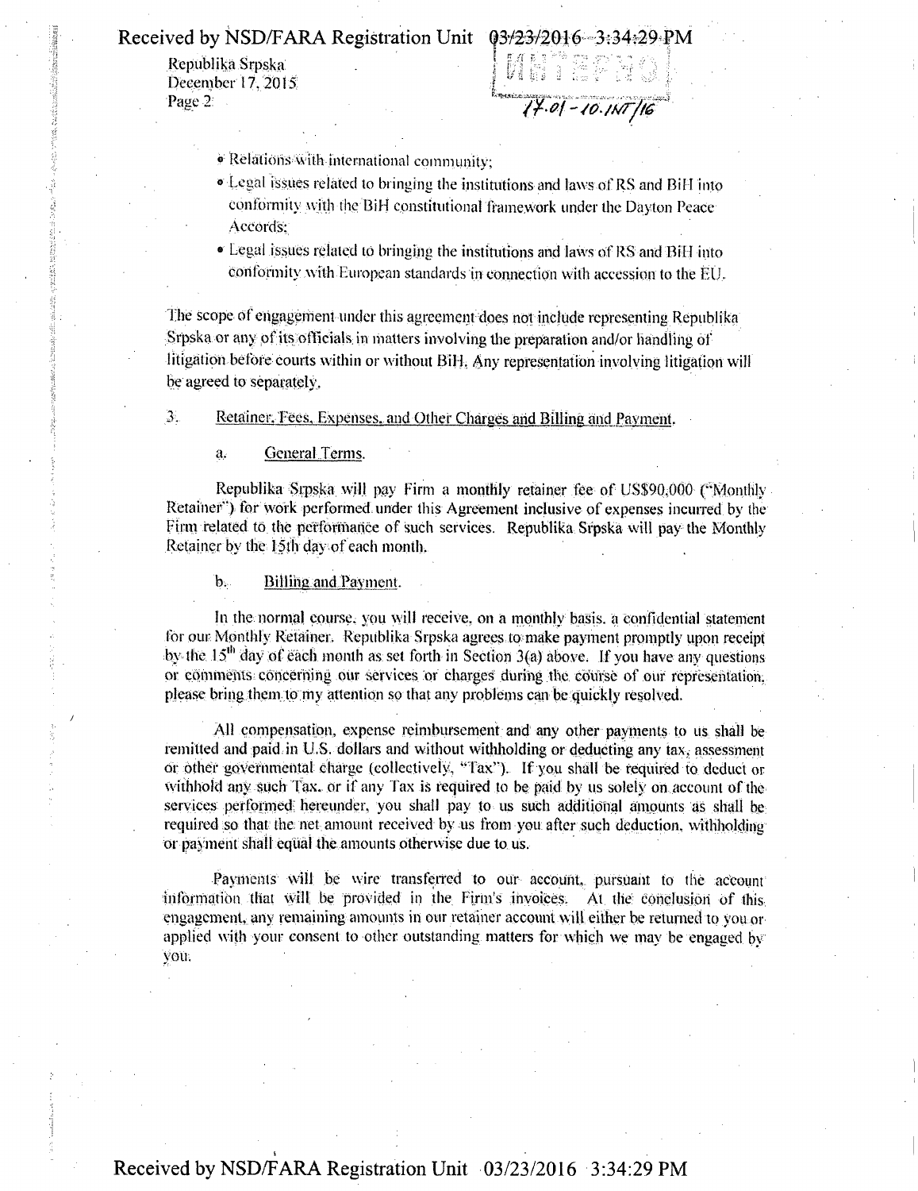- Relations with international community;
- Legal issues related to bringing the institutions and laws of RS and BiH into conformity with the BiH constitutional framework under the Dayton Peace Accords;
- Legal issues related to bringing the institutions and laws of RS and BiH into conformity with European standards in connection with accession to the EU.

The scope of engagement under this agreement does not include representing Republika Srpska or any of its officials in matters involving the preparation and/or handling of litigation before courts within or without BiH. Any representation involving litigation will be agreed to separately.

3. Retainer, Fees, Expenses, and Other Charges and Billing and Payment.

a. General Terms.

Republika Srpska will pay Firm a monthly retainer fee of US$90,000 ("Monthly Retainer") for work performed under this Agreement inclusive of expenses incurred by the Firm related to the performance of such services. Republika Srpska will pay the Monthly Retainer by the 15th day of each month.

b. Billing and Payment.

In the normal course, you will receive, on a monthly basis, a confidential statement for our Monthly Retainer. Republika Srpska agrees to make payment promptly upon receipt by the 15th day of each month as set forth in Section 3(a) above. If you have any questions or comments concerning our services or charges during the course of our representation, please bring them to my attention so that any problems can be quickly resolved.

All compensation, expense reimbursement and any other payments to us shall be remitted and paid in U.S. dollars and without withholding or deducting any tax, assessment or other governmental charge (collectively, "Tax"). If you shall be required to deduct or withhold any such Tax, or if any Tax is required to be paid by us solely on account of the services performed hereunder, you shall pay to us such additional amounts as shall be required so that the net amount received by us from you after such deduction, withholding or payment shall equal the amounts otherwise due to us.

Payments will be wire transferred to our account, pursuant to the account information that will be provided in the Firm's invoices. At the conclusion of this engagement, any remaining amounts in our retainer account will either be returned to you or applied with your consent to other outstanding matters for which we may be engaged by you.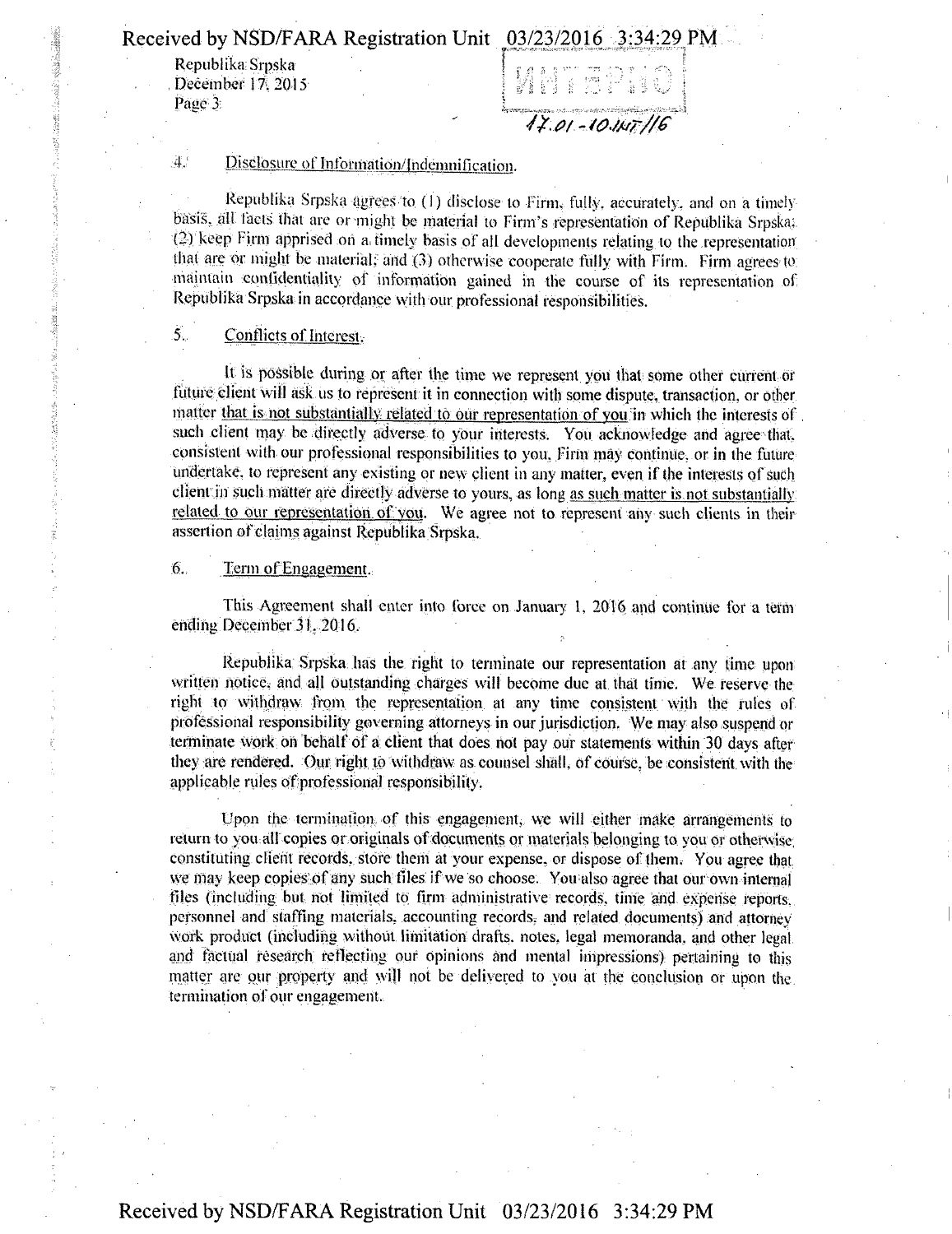Republika Srpska
December 17, 2015

### 4. Disclosure of Information/Indemnification.

Republika Srpska agrees to (1) disclose to Firm, fully, accurately, and on a timely basis, all facts that are or might be material to Firm's representation of Republika Srpska; (2) keep Firm apprised on a timely basis of all developments relating to the representation that are or might be material; and (3) otherwise cooperate fully with Firm. Firm agrees to maintain confidentiality of information gained in the course of its representation of Republika Srpska in accordance with our professional responsibilities.

### 5. Conflicts of Interest.

It is possible during or after the time we represent you that some other current or future client will ask us to represent it in connection with some dispute, transaction, or other matter that is not substantially related to our representation of you in which the interests of such client may be directly adverse to your interests. You acknowledge and agree that, consistent with our professional responsibilities to you, Firm may continue, or in the future undertake, to represent any existing or new client in any matter, even if the interests of such client in such matter are directly adverse to yours, as long as such matter is not substantially related to our representation of you. We agree not to represent any such clients in their assertion of claims against Republika Srpska.

### 6. Term of Engagement.

This Agreement shall enter into force on January 1, 2016 and continue for a term ending December 31, 2016.

Republika Srpska has the right to terminate our representation at any time upon written notice, and all outstanding charges will become due at that time. We reserve the right to withdraw from the representation at any time consistent with the rules of professional responsibility governing attorneys in our jurisdiction. We may also suspend or terminate work on behalf of a client that does not pay our statements within 30 days after they are rendered. Our right to withdraw as counsel shall, of course, be consistent with the applicable rules of professional responsibility.

Upon the termination of this engagement, we will either make arrangements to return to you all copies or originals of documents or materials belonging to you or otherwise constituting client records, store them at your expense, or dispose of them. You agree that we may keep copies of any such files if we so choose. You also agree that our own internal files (including but not limited to firm administrative records, time and expense reports, personnel and staffing materials, accounting records, and related documents) and attorney work product (including without limitation drafts, notes, legal memoranda, and other legal and factual research reflecting our opinions and mental impressions) pertaining to this matter are our property and will not be delivered to you at the conclusion or upon the termination of our engagement.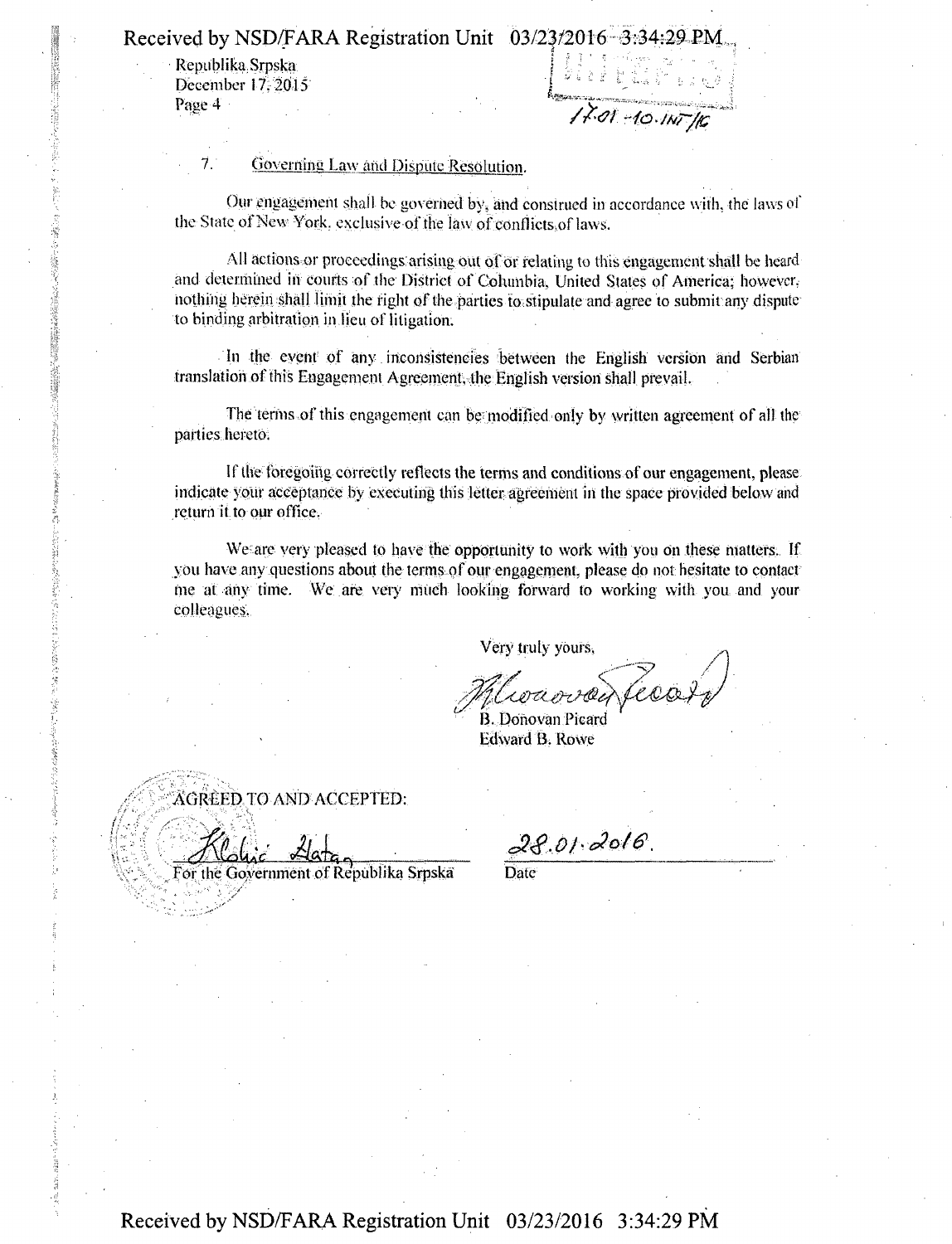Republika Srpska
December 17, 2015
Page 4

17.01-10.INT/16

7. Governing Law and Dispute Resolution.

Our engagement shall be governed by, and construed in accordance with, the laws of the State of New York, exclusive of the law of conflicts of laws.

All actions or proceedings arising out of or relating to this engagement shall be heard and determined in courts of the District of Columbia, United States of America; however, nothing herein shall limit the right of the parties to stipulate and agree to submit any dispute to binding arbitration in lieu of litigation.

In the event of any inconsistencies between the English version and Serbian translation of this Engagement Agreement, the English version shall prevail.

The terms of this engagement can be modified only by written agreement of all the parties hereto.

If the foregoing correctly reflects the terms and conditions of our engagement, please indicate your acceptance by executing this letter agreement in the space provided below and return it to our office.

We are very pleased to have the opportunity to work with you on these matters. If you have any questions about the terms of our engagement, please do not hesitate to contact me at any time. We are very much looking forward to working with you and your colleagues.

Very truly yours,

B. Donovan Picard
Edward B. Rowe

AGREED TO AND ACCEPTED:

Kolić Hatan
For the Government of Republika Srpska

28.01.2016.
Date